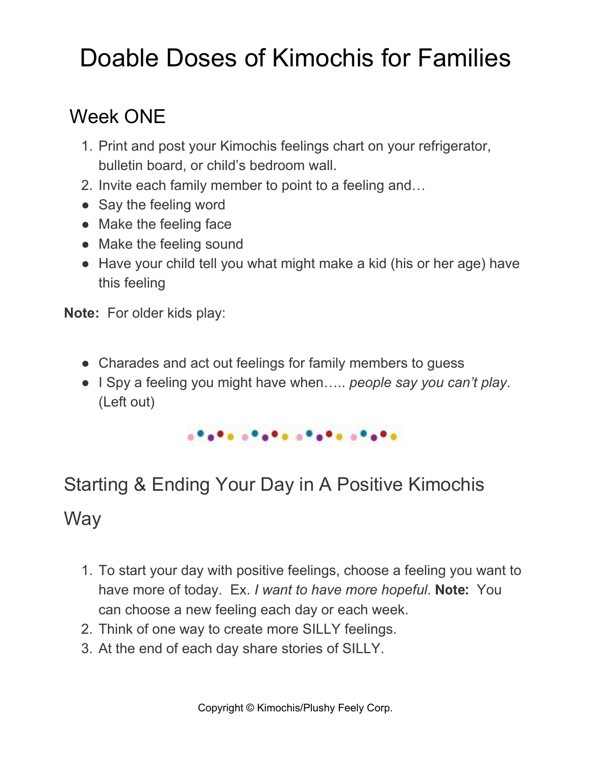# Doable Doses of Kimochis for Families

## Week ONE

1. Print and post your Kimochis feelings chart on your refrigerator, bulletin board, or child's bedroom wall.
2. Invite each family member to point to a feeling and…

- Say the feeling word
- Make the feeling face
- Make the feeling sound
- Have your child tell you what might make a kid (his or her age) have this feeling

**Note:** For older kids play:

- Charades and act out feelings for family members to guess
- I Spy a feeling you might have when….. *people say you can't play*. (Left out)

## Starting & Ending Your Day in A Positive Kimochis Way

1. To start your day with positive feelings, choose a feeling you want to have more of today. Ex. *I want to have more hopeful*. **Note:** You can choose a new feeling each day or each week.
2. Think of one way to create more SILLY feelings.
3. At the end of each day share stories of SILLY.

Copyright © Kimochis/Plushy Feely Corp.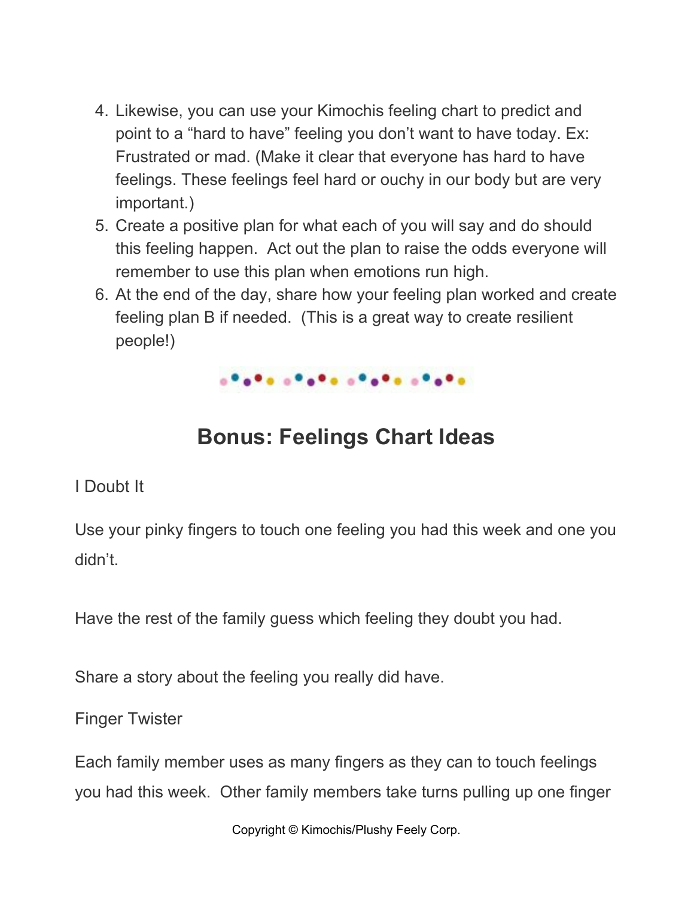4. Likewise, you can use your Kimochis feeling chart to predict and point to a “hard to have” feeling you don’t want to have today. Ex: Frustrated or mad. (Make it clear that everyone has hard to have feelings. These feelings feel hard or ouchy in our body but are very important.)
5. Create a positive plan for what each of you will say and do should this feeling happen. Act out the plan to raise the odds everyone will remember to use this plan when emotions run high.
6. At the end of the day, share how your feeling plan worked and create feeling plan B if needed. (This is a great way to create resilient people!)

## Bonus: Feelings Chart Ideas

I Doubt It

Use your pinky fingers to touch one feeling you had this week and one you didn’t.

Have the rest of the family guess which feeling they doubt you had.

Share a story about the feeling you really did have.

Finger Twister

Each family member uses as many fingers as they can to touch feelings you had this week. Other family members take turns pulling up one finger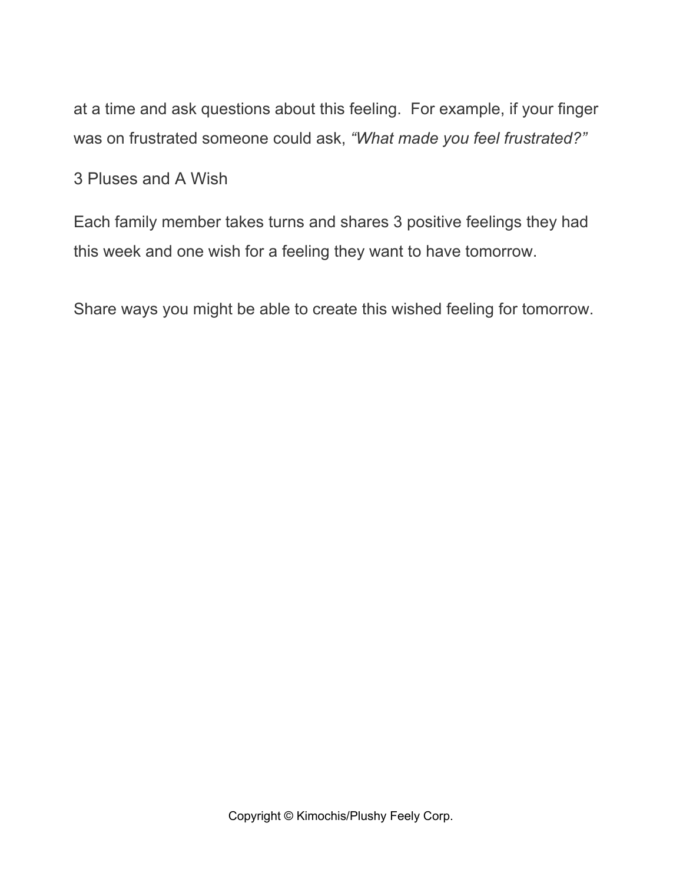at a time and ask questions about this feeling. For example, if your finger was on frustrated someone could ask, *"What made you feel frustrated?"*

## 3 Pluses and A Wish

Each family member takes turns and shares 3 positive feelings they had this week and one wish for a feeling they want to have tomorrow.

Share ways you might be able to create this wished feeling for tomorrow.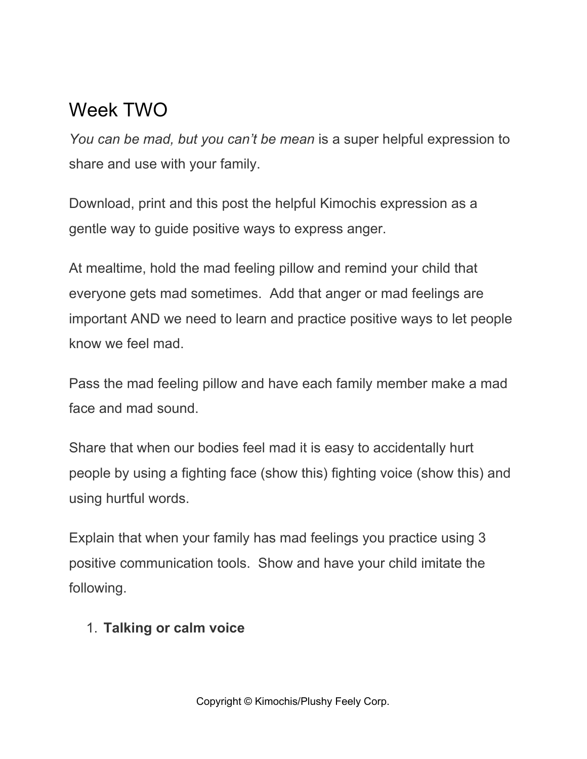# Week TWO

*You can be mad, but you can't be mean* is a super helpful expression to share and use with your family.

Download, print and this post the helpful Kimochis expression as a gentle way to guide positive ways to express anger.

At mealtime, hold the mad feeling pillow and remind your child that everyone gets mad sometimes. Add that anger or mad feelings are important AND we need to learn and practice positive ways to let people know we feel mad.

Pass the mad feeling pillow and have each family member make a mad face and mad sound.

Share that when our bodies feel mad it is easy to accidentally hurt people by using a fighting face (show this) fighting voice (show this) and using hurtful words.

Explain that when your family has mad feelings you practice using 3 positive communication tools. Show and have your child imitate the following.

1. **Talking or calm voice**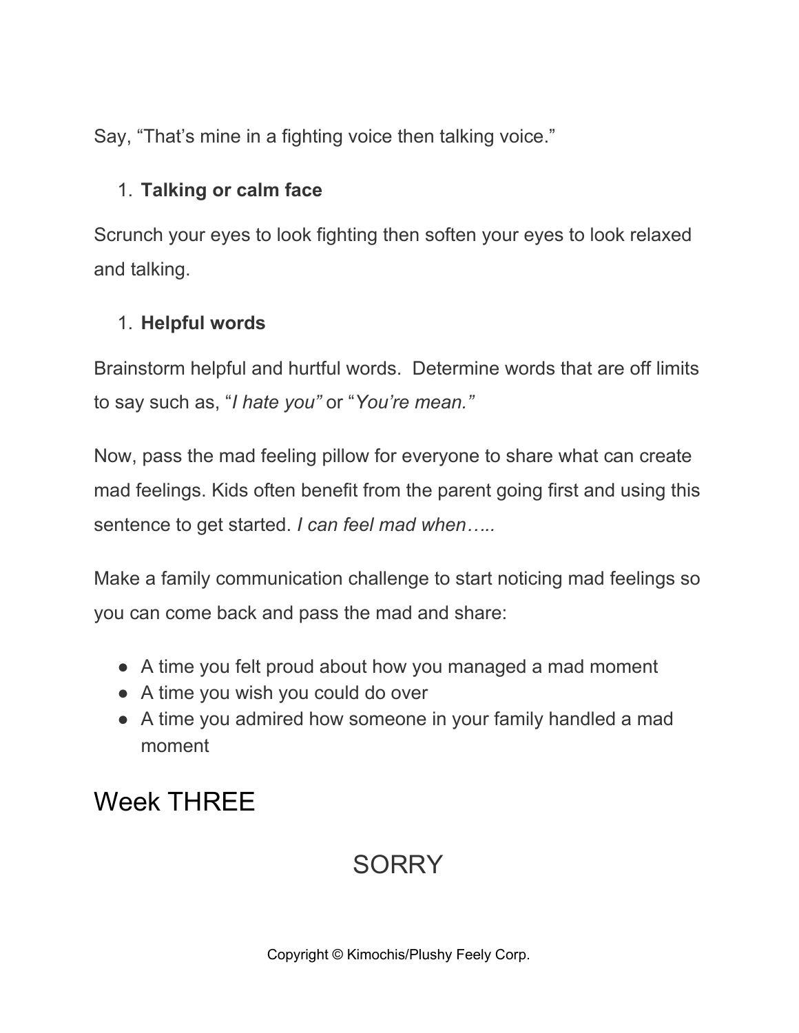Say, “That’s mine in a fighting voice then talking voice.”

1. **Talking or calm face**

Scrunch your eyes to look fighting then soften your eyes to look relaxed and talking.

1. **Helpful words**

Brainstorm helpful and hurtful words.  Determine words that are off limits to say such as, “*I hate you”* or “*You’re mean.”*

Now, pass the mad feeling pillow for everyone to share what can create mad feelings. Kids often benefit from the parent going first and using this sentence to get started. *I can feel mad when…..*

Make a family communication challenge to start noticing mad feelings so you can come back and pass the mad and share:

- A time you felt proud about how you managed a mad moment
- A time you wish you could do over
- A time you admired how someone in your family handled a mad moment

# Week THREE

## SORRY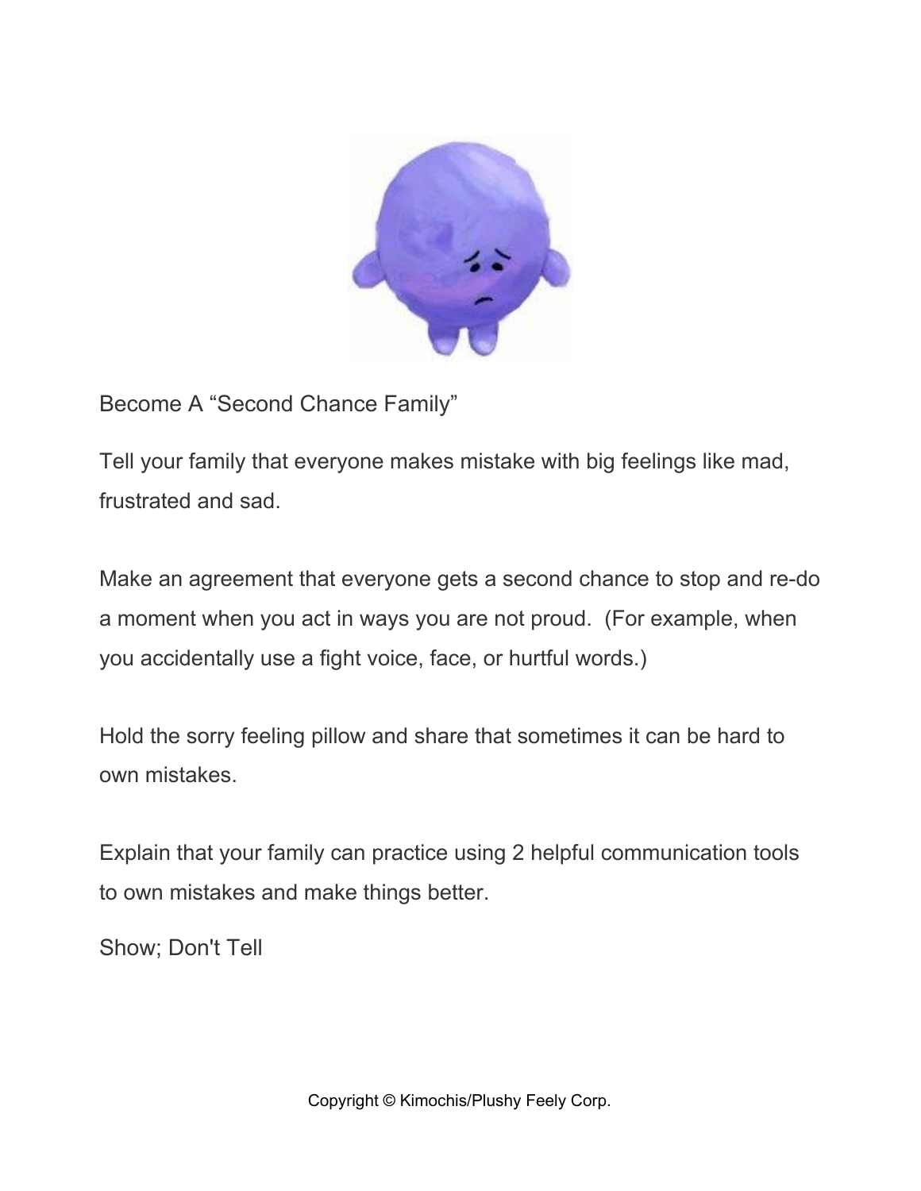Become A "Second Chance Family"

Tell your family that everyone makes mistake with big feelings like mad, frustrated and sad.

Make an agreement that everyone gets a second chance to stop and re-do a moment when you act in ways you are not proud. (For example, when you accidentally use a fight voice, face, or hurtful words.)

Hold the sorry feeling pillow and share that sometimes it can be hard to own mistakes.

Explain that your family can practice using 2 helpful communication tools to own mistakes and make things better.

Show; Don't Tell

Copyright © Kimochis/Plushy Feely Corp.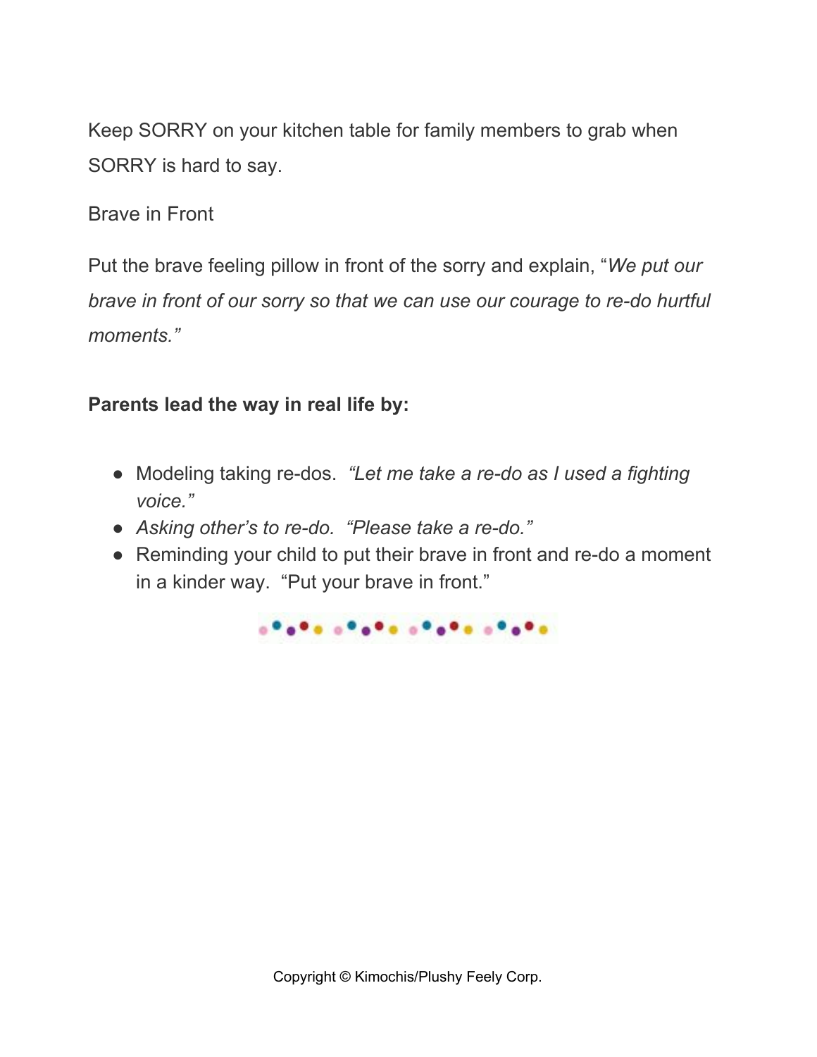Keep SORRY on your kitchen table for family members to grab when SORRY is hard to say.

Brave in Front

Put the brave feeling pillow in front of the sorry and explain, "*We put our brave in front of our sorry so that we can use our courage to re-do hurtful moments."*

**Parents lead the way in real life by:**

- Modeling taking re-dos. *"Let me take a re-do as I used a fighting voice."*
- *Asking other's to re-do. "Please take a re-do."*
- Reminding your child to put their brave in front and re-do a moment in a kinder way. "Put your brave in front."

Copyright © Kimochis/Plushy Feely Corp.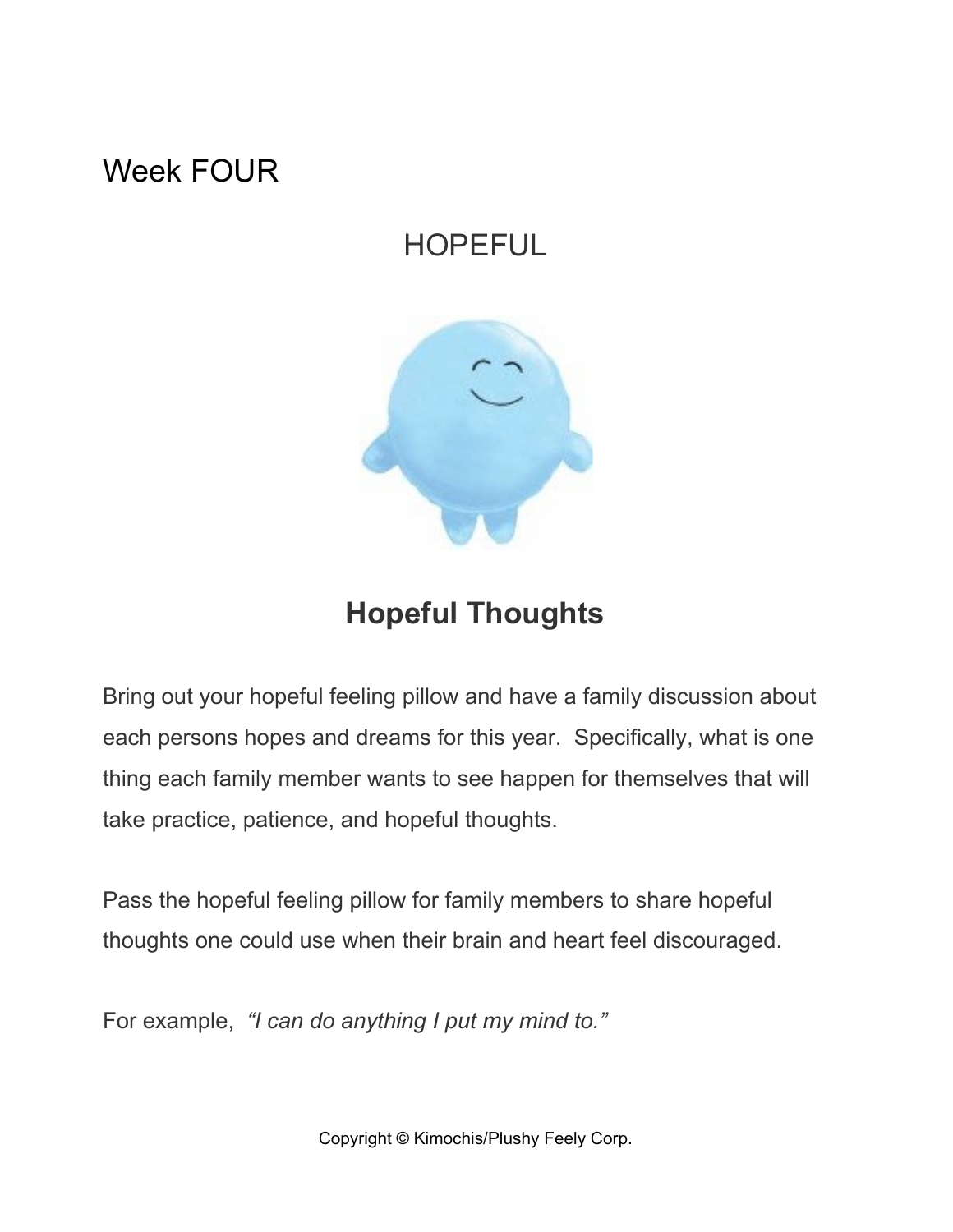# Week FOUR

## HOPEFUL

## **Hopeful Thoughts**

Bring out your hopeful feeling pillow and have a family discussion about each persons hopes and dreams for this year. Specifically, what is one thing each family member wants to see happen for themselves that will take practice, patience, and hopeful thoughts.

Pass the hopeful feeling pillow for family members to share hopeful thoughts one could use when their brain and heart feel discouraged.

For example, *"I can do anything I put my mind to."*

Copyright © Kimochis/Plushy Feely Corp.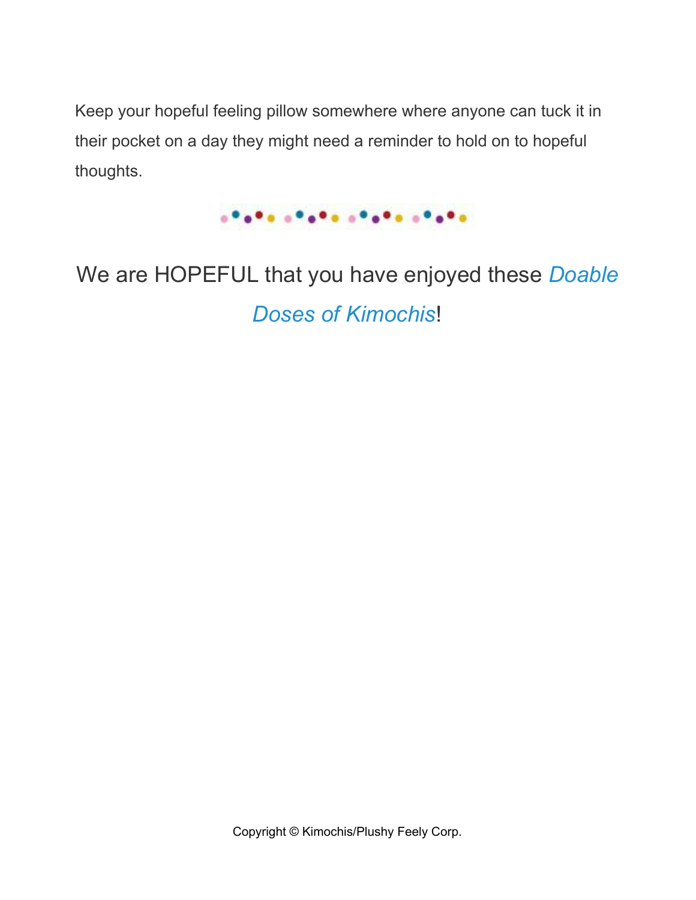Keep your hopeful feeling pillow somewhere where anyone can tuck it in their pocket on a day they might need a reminder to hold on to hopeful thoughts.

## We are HOPEFUL that you have enjoyed these *Doable Doses of Kimochis*!

Copyright © Kimochis/Plushy Feely Corp.